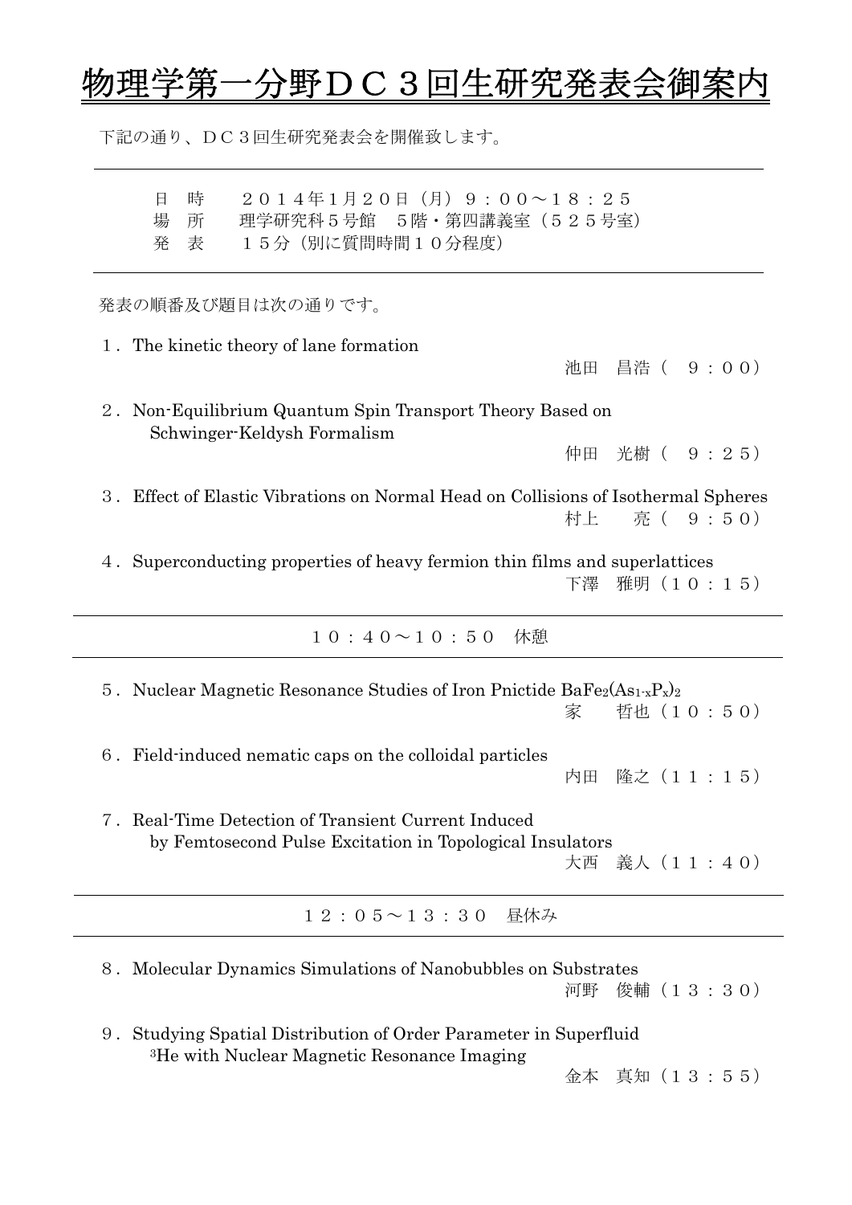# 物理学第一分野ＤＣ３回生研究発表会御案内

下記の通り、ＤＣ３回生研究発表会を開催致します。

---

日　時　　２０１４年1月２０日（月）９：００～１８：２５
場　所　　理学研究科５号館　５階・第四講義室（５２５号室）
発　表　　１５分（別に質問時間１０分程度）

---

発表の順番及び題目は次の通りです。

１．The kinetic theory of lane formation
池田　昌浩（　９：００）

２．Non-Equilibrium Quantum Spin Transport Theory Based on Schwinger-Keldysh Formalism
仲田　光樹（　９：２５）

３．Effect of Elastic Vibrations on Normal Head on Collisions of Isothermal Spheres
村上　　亮（　９：５０）

４．Superconducting properties of heavy fermion thin films and superlattices
下澤　雅明（１０：１５）

---

１０：４０～１０：５０　休憩

---

５．Nuclear Magnetic Resonance Studies of Iron Pnictide $BaFe_2(As_{1-x}P_x)_2$
家　　哲也（１０：５０）

６．Field-induced nematic caps on the colloidal particles
内田　隆之（１１：１５）

７．Real-Time Detection of Transient Current Induced by Femtosecond Pulse Excitation in Topological Insulators
大西　義人（１１：４０）

---

１２：０５～１３：３０　昼休み

---

８．Molecular Dynamics Simulations of Nanobubbles on Substrates
河野　俊輔（１３：３０）

９．Studying Spatial Distribution of Order Parameter in Superfluid $^3$He with Nuclear Magnetic Resonance Imaging
金本　真知（１３：５５）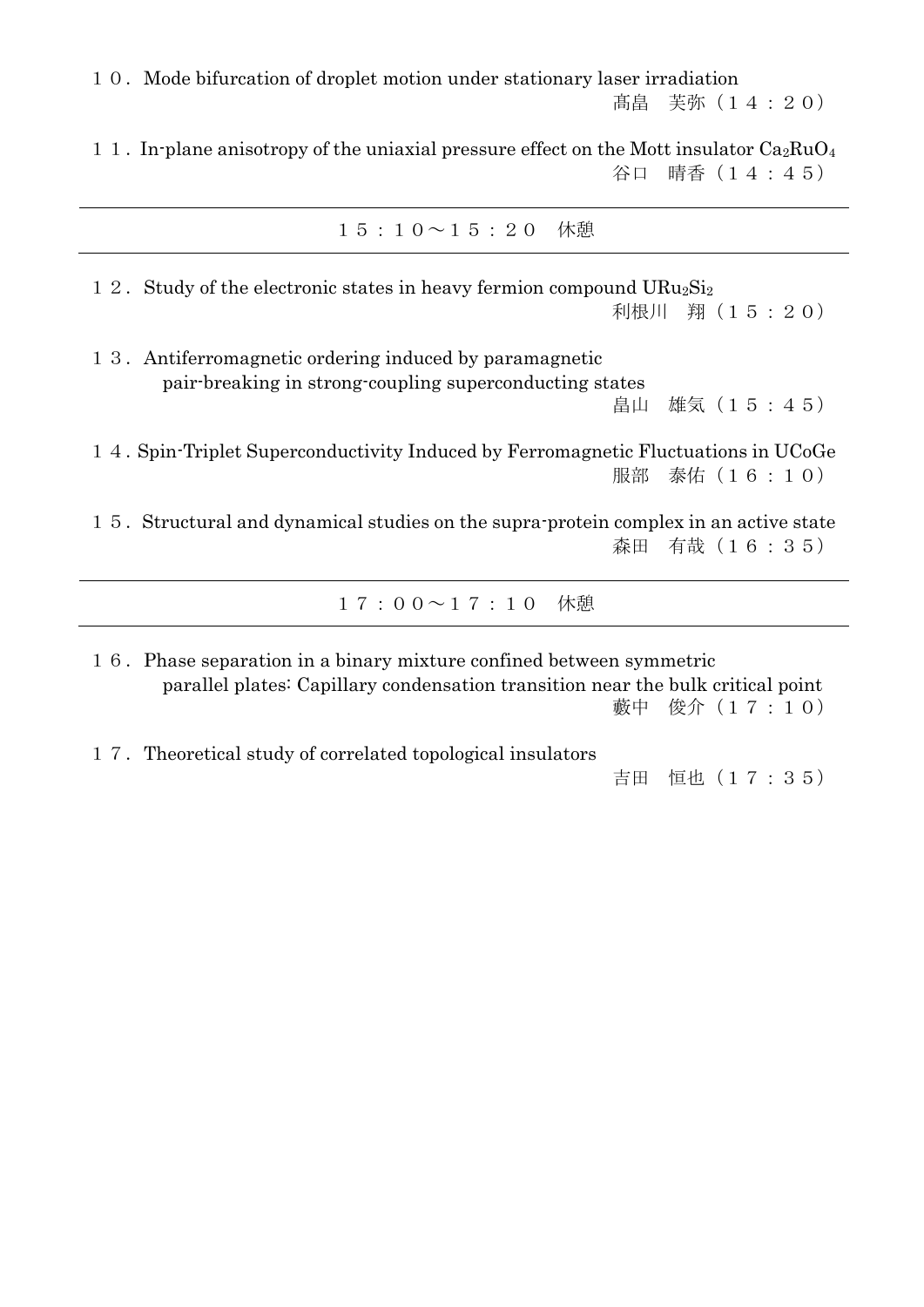１０．Mode bifurcation of droplet motion under stationary laser irradiation

髙畠　芙弥（１４：２０）

１１．In-plane anisotropy of the uniaxial pressure effect on the Mott insulator $Ca_2RuO_4$

谷口　晴香（１４：４５）

---

１５：１０～１５：２０　休憩

---

１２．Study of the electronic states in heavy fermion compound $URu_2Si_2$

利根川　翔（１５：２０）

１３．Antiferromagnetic ordering induced by paramagnetic pair-breaking in strong-coupling superconducting states

畠山　雄気（１５：４５）

１４. Spin-Triplet Superconductivity Induced by Ferromagnetic Fluctuations in UCoGe

服部　泰佑（１６：１０）

１５．Structural and dynamical studies on the supra-protein complex in an active state

森田　有哉（１６：３５）

---

１７：００～１７：１０　休憩

---

１６．Phase separation in a binary mixture confined between symmetric parallel plates: Capillary condensation transition near the bulk critical point

藪中　俊介（１７：１０）

１７．Theoretical study of correlated topological insulators

吉田　恒也（１７：３５）